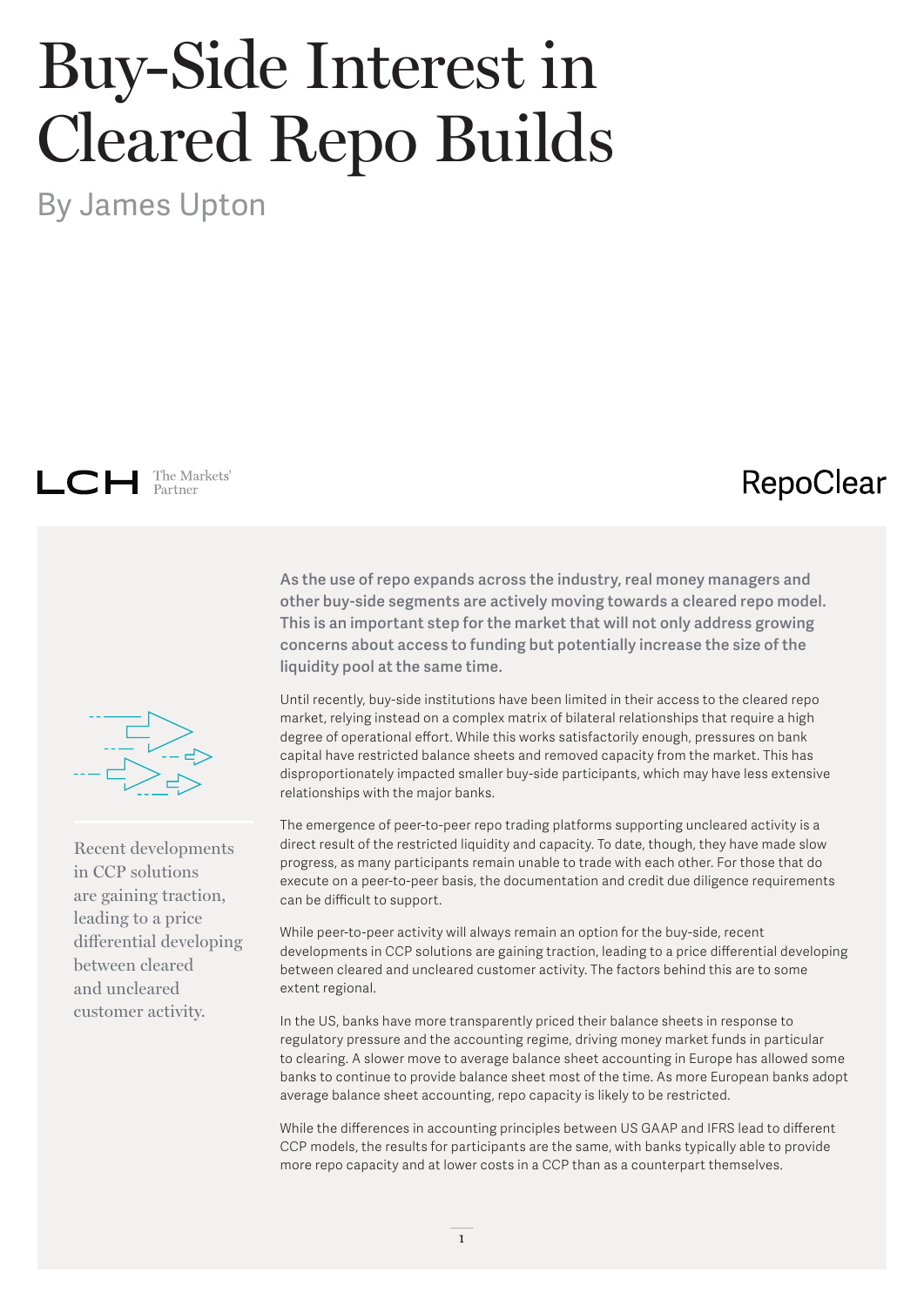# Buy-Side Interest in Cleared Repo Builds

By James Upton

LCH The Markets' Partner

RepoClear

**As the use of repo expands across the industry, real money managers and other buy-side segments are actively moving towards a cleared repo model. This is an important step for the market that will not only address growing concerns about access to funding but potentially increase the size of the liquidity pool at the same time.**

Until recently, buy-side institutions have been limited in their access to the cleared repo market, relying instead on a complex matrix of bilateral relationships that require a high degree of operational effort. While this works satisfactorily enough, pressures on bank capital have restricted balance sheets and removed capacity from the market. This has disproportionately impacted smaller buy-side participants, which may have less extensive relationships with the major banks.

The emergence of peer-to-peer repo trading platforms supporting uncleared activity is a direct result of the restricted liquidity and capacity. To date, though, they have made slow progress, as many participants remain unable to trade with each other. For those that do execute on a peer-to-peer basis, the documentation and credit due diligence requirements can be difficult to support.

> Recent developments in CCP solutions are gaining traction, leading to a price differential developing between cleared and uncleared customer activity.

While peer-to-peer activity will always remain an option for the buy-side, recent developments in CCP solutions are gaining traction, leading to a price differential developing between cleared and uncleared customer activity. The factors behind this are to some extent regional.

In the US, banks have more transparently priced their balance sheets in response to regulatory pressure and the accounting regime, driving money market funds in particular to clearing. A slower move to average balance sheet accounting in Europe has allowed some banks to continue to provide balance sheet most of the time. As more European banks adopt average balance sheet accounting, repo capacity is likely to be restricted.

While the differences in accounting principles between US GAAP and IFRS lead to different CCP models, the results for participants are the same, with banks typically able to provide more repo capacity and at lower costs in a CCP than as a counterpart themselves.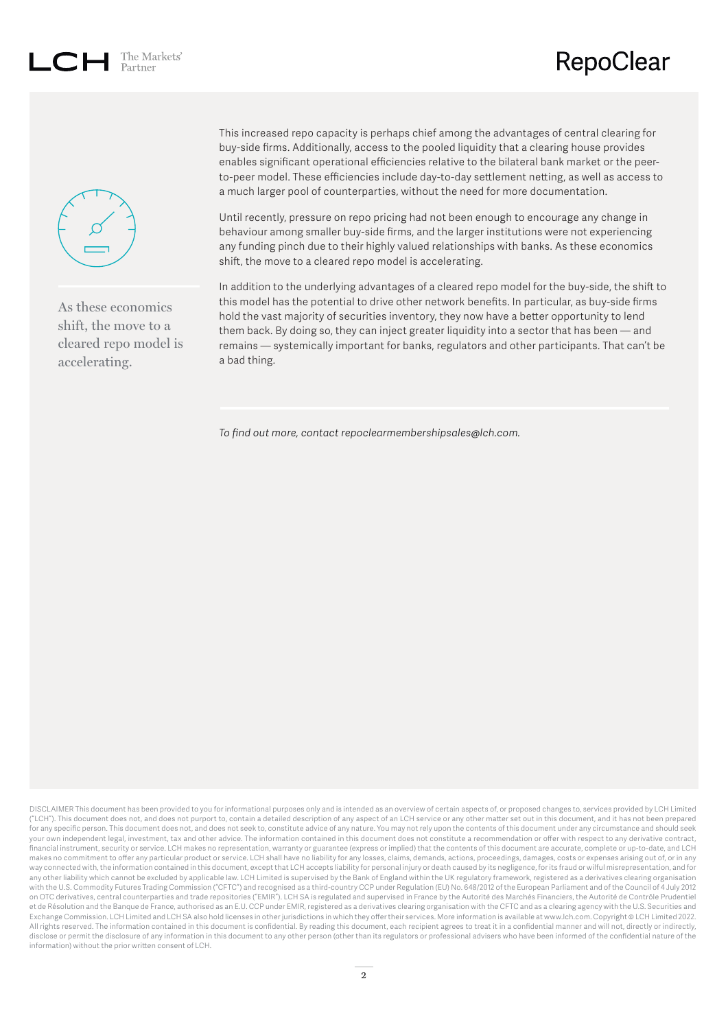This increased repo capacity is perhaps chief among the advantages of central clearing for buy-side firms. Additionally, access to the pooled liquidity that a clearing house provides enables significant operational efficiencies relative to the bilateral bank market or the peer-to-peer model. These efficiencies include day-to-day settlement netting, as well as access to a much larger pool of counterparties, without the need for more documentation.

Until recently, pressure on repo pricing had not been enough to encourage any change in behaviour among smaller buy-side firms, and the larger institutions were not experiencing any funding pinch due to their highly valued relationships with banks. As these economics shift, the move to a cleared repo model is accelerating.

> As these economics shift, the move to a cleared repo model is accelerating.

In addition to the underlying advantages of a cleared repo model for the buy-side, the shift to this model has the potential to drive other network benefits. In particular, as buy-side firms hold the vast majority of securities inventory, they now have a better opportunity to lend them back. By doing so, they can inject greater liquidity into a sector that has been — and remains — systemically important for banks, regulators and other participants. That can't be a bad thing.

*To find out more, contact repoclearmembershipsales@lch.com.*

DISCLAIMER This document has been provided to you for informational purposes only and is intended as an overview of certain aspects of, or proposed changes to, services provided by LCH Limited ("LCH"). This document does not, and does not purport to, contain a detailed description of any aspect of an LCH service or any other matter set out in this document, and it has not been prepared for any specific person. This document does not, and does not seek to, constitute advice of any nature. You may not rely upon the contents of this document under any circumstance and should seek your own independent legal, investment, tax and other advice. The information contained in this document does not constitute a recommendation or offer with respect to any derivative contract, financial instrument, security or service. LCH makes no representation, warranty or guarantee (express or implied) that the contents of this document are accurate, complete or up-to-date, and LCH makes no commitment to offer any particular product or service. LCH shall have no liability for any losses, claims, demands, actions, proceedings, damages, costs or expenses arising out of, or in any way connected with, the information contained in this document, except that LCH accepts liability for personal injury or death caused by its negligence, for its fraud or wilful misrepresentation, and for any other liability which cannot be excluded by applicable law. LCH Limited is supervised by the Bank of England within the UK regulatory framework, registered as a derivatives clearing organisation with the U.S. Commodity Futures Trading Commission ("CFTC") and recognised as a third-country CCP under Regulation (EU) No. 648/2012 of the European Parliament and of the Council of 4 July 2012 on OTC derivatives, central counterparties and trade repositories ("EMIR"). LCH SA is regulated and supervised in France by the Autorité des Marchés Financiers, the Autorité de Contrôle Prudentiel et de Résolution and the Banque de France, authorised as an E.U. CCP under EMIR, registered as a derivatives clearing organisation with the CFTC and as a clearing agency with the U.S. Securities and Exchange Commission. LCH Limited and LCH SA also hold licenses in other jurisdictions in which they offer their services. More information is available at www.lch.com. Copyright © LCH Limited 2022. All rights reserved. The information contained in this document is confidential. By reading this document, each recipient agrees to treat it in a confidential manner and will not, directly or indirectly, disclose or permit the disclosure of any information in this document to any other person (other than its regulators or professional advisers who have been informed of the confidential nature of the information) without the prior written consent of LCH.